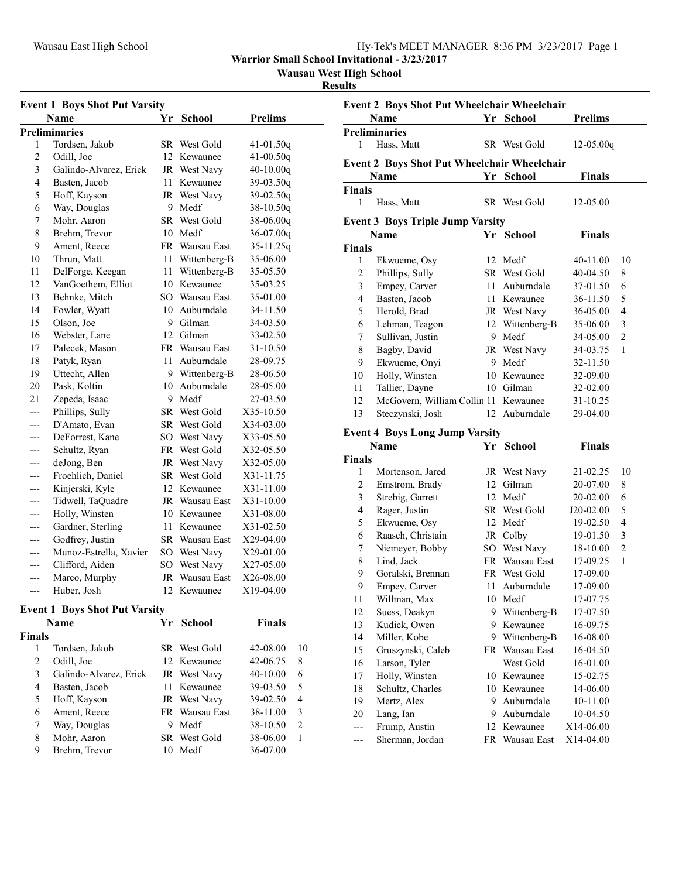Warrior Small School Invitational - 3/23/2017

Wausau West High School

Results

## Event 1 Boys Shot Put Varsity

| | Name | Yr | School | Prelims |
|---|---|---|---|---|
| **Preliminaries** | | | | |
| 1 | Tordsen, Jakob | SR | West Gold | 41-01.50q |
| 2 | Odill, Joe | 12 | Kewaunee | 41-00.50q |
| 3 | Galindo-Alvarez, Erick | JR | West Navy | 40-10.00q |
| 4 | Basten, Jacob | 11 | Kewaunee | 39-03.50q |
| 5 | Hoff, Kayson | JR | West Navy | 39-02.50q |
| 6 | Way, Douglas | 9 | Medf | 38-10.50q |
| 7 | Mohr, Aaron | SR | West Gold | 38-06.00q |
| 8 | Brehm, Trevor | 10 | Medf | 36-07.00q |
| 9 | Ament, Reece | FR | Wausau East | 35-11.25q |
| 10 | Thrun, Matt | 11 | Wittenberg-B | 35-06.00 |
| 11 | DelForge, Keegan | 11 | Wittenberg-B | 35-05.50 |
| 12 | VanGoethem, Elliot | 10 | Kewaunee | 35-03.25 |
| 13 | Behnke, Mitch | SO | Wausau East | 35-01.00 |
| 14 | Fowler, Wyatt | 10 | Auburndale | 34-11.50 |
| 15 | Olson, Joe | 9 | Gilman | 34-03.50 |
| 16 | Webster, Lane | 12 | Gilman | 33-02.50 |
| 17 | Palecek, Mason | FR | Wausau East | 31-10.50 |
| 18 | Patyk, Ryan | 11 | Auburndale | 28-09.75 |
| 19 | Uttecht, Allen | 9 | Wittenberg-B | 28-06.50 |
| 20 | Pask, Koltin | 10 | Auburndale | 28-05.00 |
| 21 | Zepeda, Isaac | 9 | Medf | 27-03.50 |
| --- | Phillips, Sully | SR | West Gold | X35-10.50 |
| --- | D'Amato, Evan | SR | West Gold | X34-03.00 |
| --- | DeForrest, Kane | SO | West Navy | X33-05.50 |
| --- | Schultz, Ryan | FR | West Gold | X32-05.50 |
| --- | deJong, Ben | JR | West Navy | X32-05.00 |
| --- | Froehlich, Daniel | SR | West Gold | X31-11.75 |
| --- | Kinjerski, Kyle | 12 | Kewaunee | X31-11.00 |
| --- | Tidwell, TaQuadre | JR | Wausau East | X31-10.00 |
| --- | Holly, Winsten | 10 | Kewaunee | X31-08.00 |
| --- | Gardner, Sterling | 11 | Kewaunee | X31-02.50 |
| --- | Godfrey, Justin | SR | Wausau East | X29-04.00 |
| --- | Munoz-Estrella, Xavier | SO | West Navy | X29-01.00 |
| --- | Clifford, Aiden | SO | West Navy | X27-05.00 |
| --- | Marco, Murphy | JR | Wausau East | X26-08.00 |
| --- | Huber, Josh | 12 | Kewaunee | X19-04.00 |

## Event 1 Boys Shot Put Varsity

| | Name | Yr | School | Finals | |
|---|---|---|---|---|---|
| **Finals** | | | | | |
| 1 | Tordsen, Jakob | SR | West Gold | 42-08.00 | 10 |
| 2 | Odill, Joe | 12 | Kewaunee | 42-06.75 | 8 |
| 3 | Galindo-Alvarez, Erick | JR | West Navy | 40-10.00 | 6 |
| 4 | Basten, Jacob | 11 | Kewaunee | 39-03.50 | 5 |
| 5 | Hoff, Kayson | JR | West Navy | 39-02.50 | 4 |
| 6 | Ament, Reece | FR | Wausau East | 38-11.00 | 3 |
| 7 | Way, Douglas | 9 | Medf | 38-10.50 | 2 |
| 8 | Mohr, Aaron | SR | West Gold | 38-06.00 | 1 |
| 9 | Brehm, Trevor | 10 | Medf | 36-07.00 | |

## Event 2 Boys Shot Put Wheelchair Wheelchair

| | Name | Yr | School | Prelims |
|---|---|---|---|---|
| **Preliminaries** | | | | |
| 1 | Hass, Matt | SR | West Gold | 12-05.00q |

## Event 2 Boys Shot Put Wheelchair Wheelchair

| | Name | Yr | School | Finals |
|---|---|---|---|---|
| **Finals** | | | | |
| 1 | Hass, Matt | SR | West Gold | 12-05.00 |

## Event 3 Boys Triple Jump Varsity

| | Name | Yr | School | Finals | |
|---|---|---|---|---|---|
| **Finals** | | | | | |
| 1 | Ekwueme, Osy | 12 | Medf | 40-11.00 | 10 |
| 2 | Phillips, Sully | SR | West Gold | 40-04.50 | 8 |
| 3 | Empey, Carver | 11 | Auburndale | 37-01.50 | 6 |
| 4 | Basten, Jacob | 11 | Kewaunee | 36-11.50 | 5 |
| 5 | Herold, Brad | JR | West Navy | 36-05.00 | 4 |
| 6 | Lehman, Teagon | 12 | Wittenberg-B | 35-06.00 | 3 |
| 7 | Sullivan, Justin | 9 | Medf | 34-05.00 | 2 |
| 8 | Bagby, David | JR | West Navy | 34-03.75 | 1 |
| 9 | Ekwueme, Onyi | 9 | Medf | 32-11.50 | |
| 10 | Holly, Winsten | 10 | Kewaunee | 32-09.00 | |
| 11 | Tallier, Dayne | 10 | Gilman | 32-02.00 | |
| 12 | McGovern, William Collin | 11 | Kewaunee | 31-10.25 | |
| 13 | Steczynski, Josh | 12 | Auburndale | 29-04.00 | |

## Event 4 Boys Long Jump Varsity

| | Name | Yr | School | Finals | |
|---|---|---|---|---|---|
| **Finals** | | | | | |
| 1 | Mortenson, Jared | JR | West Navy | 21-02.25 | 10 |
| 2 | Emstrom, Brady | 12 | Gilman | 20-07.00 | 8 |
| 3 | Strebig, Garrett | 12 | Medf | 20-02.00 | 6 |
| 4 | Rager, Justin | SR | West Gold | J20-02.00 | 5 |
| 5 | Ekwueme, Osy | 12 | Medf | 19-02.50 | 4 |
| 6 | Raasch, Christain | JR | Colby | 19-01.50 | 3 |
| 7 | Niemeyer, Bobby | SO | West Navy | 18-10.00 | 2 |
| 8 | Lind, Jack | FR | Wausau East | 17-09.25 | 1 |
| 9 | Goralski, Brennan | FR | West Gold | 17-09.00 | |
| 9 | Empey, Carver | 11 | Auburndale | 17-09.00 | |
| 11 | Willman, Max | 10 | Medf | 17-07.75 | |
| 12 | Suess, Deakyn | 9 | Wittenberg-B | 17-07.50 | |
| 13 | Kudick, Owen | 9 | Kewaunee | 16-09.75 | |
| 14 | Miller, Kobe | 9 | Wittenberg-B | 16-08.00 | |
| 15 | Gruszynski, Caleb | FR | Wausau East | 16-04.50 | |
| 16 | Larson, Tyler | | West Gold | 16-01.00 | |
| 17 | Holly, Winsten | 10 | Kewaunee | 15-02.75 | |
| 18 | Schultz, Charles | 10 | Kewaunee | 14-06.00 | |
| 19 | Mertz, Alex | 9 | Auburndale | 10-11.00 | |
| 20 | Lang, Ian | 9 | Auburndale | 10-04.50 | |
| --- | Frump, Austin | 12 | Kewaunee | X14-06.00 | |
| --- | Sherman, Jordan | FR | Wausau East | X14-04.00 | |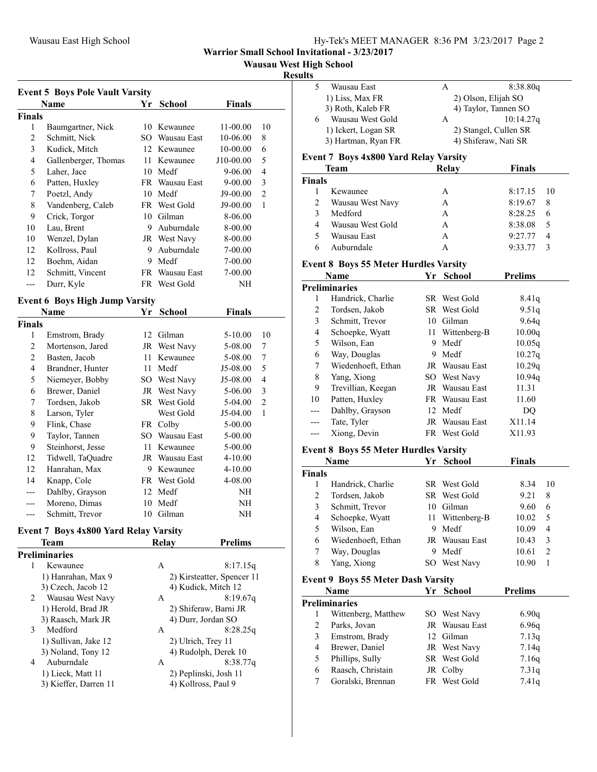Warrior Small School Invitational - 3/23/2017

Wausau West High School

Results

### Event 5 Boys Pole Vault Varsity

| | Name | Yr | School | Finals | |
|---|---|---|---|---|---|
| **Finals** | | | | | |
| 1 | Baumgartner, Nick | 10 | Kewaunee | 11-00.00 | 10 |
| 2 | Schmitt, Nick | SO | Wausau East | 10-06.00 | 8 |
| 3 | Kudick, Mitch | 12 | Kewaunee | 10-00.00 | 6 |
| 4 | Gallenberger, Thomas | 11 | Kewaunee | J10-00.00 | 5 |
| 5 | Laher, Jace | 10 | Medf | 9-06.00 | 4 |
| 6 | Patten, Huxley | FR | Wausau East | 9-00.00 | 3 |
| 7 | Poetzl, Andy | 10 | Medf | J9-00.00 | 2 |
| 8 | Vandenberg, Caleb | FR | West Gold | J9-00.00 | 1 |
| 9 | Crick, Torgor | 10 | Gilman | 8-06.00 | |
| 10 | Lau, Brent | 9 | Auburndale | 8-00.00 | |
| 10 | Wenzel, Dylan | JR | West Navy | 8-00.00 | |
| 12 | Kollross, Paul | 9 | Auburndale | 7-00.00 | |
| 12 | Boehm, Aidan | 9 | Medf | 7-00.00 | |
| 12 | Schmitt, Vincent | FR | Wausau East | 7-00.00 | |
| --- | Durr, Kyle | FR | West Gold | NH | |

### Event 6 Boys High Jump Varsity

| | Name | Yr | School | Finals | |
|---|---|---|---|---|---|
| **Finals** | | | | | |
| 1 | Emstrom, Brady | 12 | Gilman | 5-10.00 | 10 |
| 2 | Mortenson, Jared | JR | West Navy | 5-08.00 | 7 |
| 2 | Basten, Jacob | 11 | Kewaunee | 5-08.00 | 7 |
| 4 | Brandner, Hunter | 11 | Medf | J5-08.00 | 5 |
| 5 | Niemeyer, Bobby | SO | West Navy | J5-08.00 | 4 |
| 6 | Brewer, Daniel | JR | West Navy | 5-06.00 | 3 |
| 7 | Tordsen, Jakob | SR | West Gold | 5-04.00 | 2 |
| 8 | Larson, Tyler | | West Gold | J5-04.00 | 1 |
| 9 | Flink, Chase | FR | Colby | 5-00.00 | |
| 9 | Taylor, Tannen | SO | Wausau East | 5-00.00 | |
| 9 | Steinhorst, Jesse | 11 | Kewaunee | 5-00.00 | |
| 12 | Tidwell, TaQuadre | JR | Wausau East | 4-10.00 | |
| 12 | Hanrahan, Max | 9 | Kewaunee | 4-10.00 | |
| 14 | Knapp, Cole | FR | West Gold | 4-08.00 | |
| --- | Dahlby, Grayson | 12 | Medf | NH | |
| --- | Moreno, Dimas | 10 | Medf | NH | |
| --- | Schmitt, Trevor | 10 | Gilman | NH | |

### Event 7 Boys 4x800 Yard Relay Varsity

| | Team | Relay | Prelims |
|---|---|---|---|
| **Preliminaries** | | | |
| 1 | Kewaunee | A | 8:17.15q |
| | 1) Hanrahan, Max 9 | 2) Kirsteatter, Spencer 11 | |
| | 3) Czech, Jacob 12 | 4) Kudick, Mitch 12 | |
| 2 | Wausau West Navy | A | 8:19.67q |
| | 1) Herold, Brad JR | 2) Shiferaw, Barni JR | |
| | 3) Raasch, Mark JR | 4) Durr, Jordan SO | |
| 3 | Medford | A | 8:28.25q |
| | 1) Sullivan, Jake 12 | 2) Ulrich, Trey 11 | |
| | 3) Noland, Tony 12 | 4) Rudolph, Derek 10 | |
| 4 | Auburndale | A | 8:38.77q |
| | 1) Lieck, Matt 11 | 2) Peplinski, Josh 11 | |
| | 3) Kieffer, Darren 11 | 4) Kollross, Paul 9 | |
| 5 | Wausau East | A | 8:38.80q |
| | 1) Liss, Max FR | 2) Olson, Elijah SO | |
| | 3) Roth, Kaleb FR | 4) Taylor, Tannen SO | |
| 6 | Wausau West Gold | A | 10:14.27q |
| | 1) Ickert, Logan SR | 2) Stangel, Cullen SR | |
| | 3) Hartman, Ryan FR | 4) Shiferaw, Nati SR | |

### Event 7 Boys 4x800 Yard Relay Varsity

| | Team | Relay | Finals | |
|---|---|---|---|---|
| **Finals** | | | | |
| 1 | Kewaunee | A | 8:17.15 | 10 |
| 2 | Wausau West Navy | A | 8:19.67 | 8 |
| 3 | Medford | A | 8:28.25 | 6 |
| 4 | Wausau West Gold | A | 8:38.08 | 5 |
| 5 | Wausau East | A | 9:27.77 | 4 |
| 6 | Auburndale | A | 9:33.77 | 3 |

### Event 8 Boys 55 Meter Hurdles Varsity

| | Name | Yr | School | Prelims |
|---|---|---|---|---|
| **Preliminaries** | | | | |
| 1 | Handrick, Charlie | SR | West Gold | 8.41q |
| 2 | Tordsen, Jakob | SR | West Gold | 9.51q |
| 3 | Schmitt, Trevor | 10 | Gilman | 9.64q |
| 4 | Schoepke, Wyatt | 11 | Wittenberg-B | 10.00q |
| 5 | Wilson, Ean | 9 | Medf | 10.05q |
| 6 | Way, Douglas | 9 | Medf | 10.27q |
| 7 | Wiedenhoeft, Ethan | JR | Wausau East | 10.29q |
| 8 | Yang, Xiong | SO | West Navy | 10.94q |
| 9 | Trevillian, Keegan | JR | Wausau East | 11.31 |
| 10 | Patten, Huxley | FR | Wausau East | 11.60 |
| --- | Dahlby, Grayson | 12 | Medf | DQ |
| --- | Tate, Tyler | JR | Wausau East | X11.14 |
| --- | Xiong, Devin | FR | West Gold | X11.93 |

### Event 8 Boys 55 Meter Hurdles Varsity

| | Name | Yr | School | Finals | |
|---|---|---|---|---|---|
| **Finals** | | | | | |
| 1 | Handrick, Charlie | SR | West Gold | 8.34 | 10 |
| 2 | Tordsen, Jakob | SR | West Gold | 9.21 | 8 |
| 3 | Schmitt, Trevor | 10 | Gilman | 9.60 | 6 |
| 4 | Schoepke, Wyatt | 11 | Wittenberg-B | 10.02 | 5 |
| 5 | Wilson, Ean | 9 | Medf | 10.09 | 4 |
| 6 | Wiedenhoeft, Ethan | JR | Wausau East | 10.43 | 3 |
| 7 | Way, Douglas | 9 | Medf | 10.61 | 2 |
| 8 | Yang, Xiong | SO | West Navy | 10.90 | 1 |

### Event 9 Boys 55 Meter Dash Varsity

| | Name | Yr | School | Prelims |
|---|---|---|---|---|
| **Preliminaries** | | | | |
| 1 | Wittenberg, Matthew | SO | West Navy | 6.90q |
| 2 | Parks, Jovan | JR | Wausau East | 6.96q |
| 3 | Emstrom, Brady | 12 | Gilman | 7.13q |
| 4 | Brewer, Daniel | JR | West Navy | 7.14q |
| 5 | Phillips, Sully | SR | West Gold | 7.16q |
| 6 | Raasch, Christain | JR | Colby | 7.31q |
| 7 | Goralski, Brennan | FR | West Gold | 7.41q |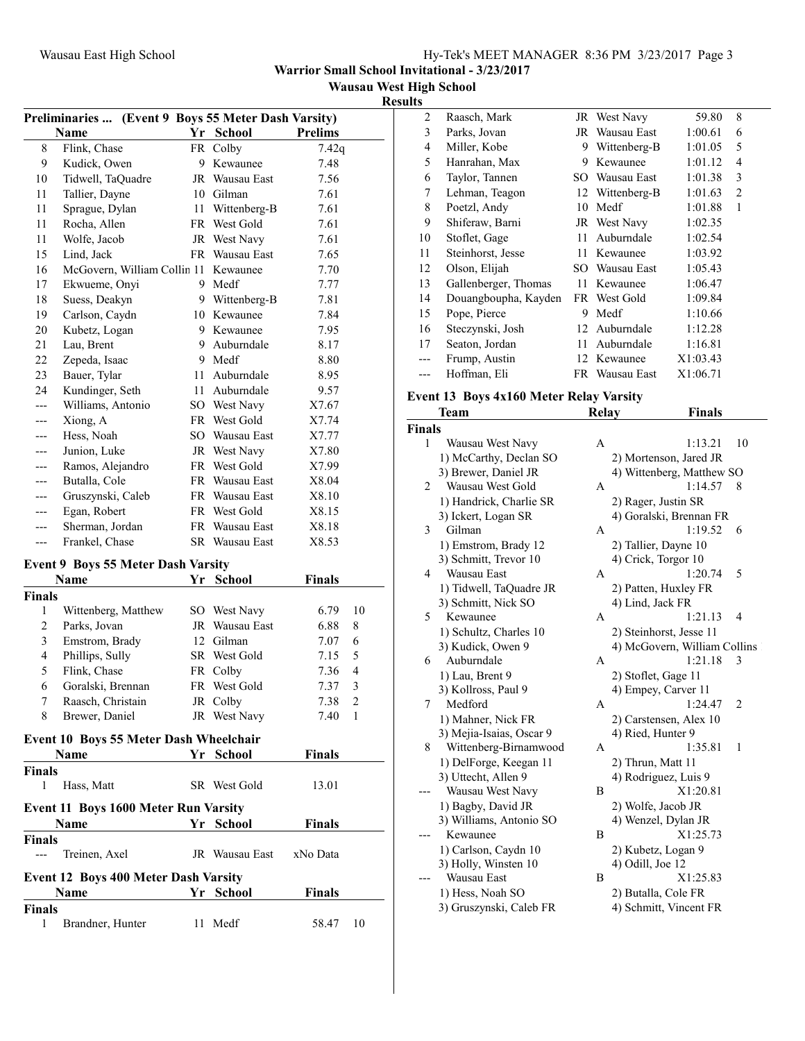# Warrior Small School Invitational - 3/23/2017

## Wausau West High School

### Results

**Preliminaries ... (Event 9 Boys 55 Meter Dash Varsity)**

| | Name | Yr | School | Prelims |
|---|---|---|---|---|
| 8 | Flink, Chase | FR | Colby | 7.42q |
| 9 | Kudick, Owen | 9 | Kewaunee | 7.48 |
| 10 | Tidwell, TaQuadre | JR | Wausau East | 7.56 |
| 11 | Tallier, Dayne | 10 | Gilman | 7.61 |
| 11 | Sprague, Dylan | 11 | Wittenberg-B | 7.61 |
| 11 | Rocha, Allen | FR | West Gold | 7.61 |
| 11 | Wolfe, Jacob | JR | West Navy | 7.61 |
| 15 | Lind, Jack | FR | Wausau East | 7.65 |
| 16 | McGovern, William Collin | 11 | Kewaunee | 7.70 |
| 17 | Ekwueme, Onyi | 9 | Medf | 7.77 |
| 18 | Suess, Deakyn | 9 | Wittenberg-B | 7.81 |
| 19 | Carlson, Caydn | 10 | Kewaunee | 7.84 |
| 20 | Kubetz, Logan | 9 | Kewaunee | 7.95 |
| 21 | Lau, Brent | 9 | Auburndale | 8.17 |
| 22 | Zepeda, Isaac | 9 | Medf | 8.80 |
| 23 | Bauer, Tylar | 11 | Auburndale | 8.95 |
| 24 | Kundinger, Seth | 11 | Auburndale | 9.57 |
| --- | Williams, Antonio | SO | West Navy | X7.67 |
| --- | Xiong, A | FR | West Gold | X7.74 |
| --- | Hess, Noah | SO | Wausau East | X7.77 |
| --- | Junion, Luke | JR | West Navy | X7.80 |
| --- | Ramos, Alejandro | FR | West Gold | X7.99 |
| --- | Butalla, Cole | FR | Wausau East | X8.04 |
| --- | Gruszynski, Caleb | FR | Wausau East | X8.10 |
| --- | Egan, Robert | FR | West Gold | X8.15 |
| --- | Sherman, Jordan | FR | Wausau East | X8.18 |
| --- | Frankel, Chase | SR | Wausau East | X8.53 |

**Event 9 Boys 55 Meter Dash Varsity**

| | Name | Yr | School | Finals | |
|---|---|---|---|---|---|
| **Finals** | | | | | |
| 1 | Wittenberg, Matthew | SO | West Navy | 6.79 | 10 |
| 2 | Parks, Jovan | JR | Wausau East | 6.88 | 8 |
| 3 | Emstrom, Brady | 12 | Gilman | 7.07 | 6 |
| 4 | Phillips, Sully | SR | West Gold | 7.15 | 5 |
| 5 | Flink, Chase | FR | Colby | 7.36 | 4 |
| 6 | Goralski, Brennan | FR | West Gold | 7.37 | 3 |
| 7 | Raasch, Christain | JR | Colby | 7.38 | 2 |
| 8 | Brewer, Daniel | JR | West Navy | 7.40 | 1 |

**Event 10 Boys 55 Meter Dash Wheelchair**

| | Name | Yr | School | Finals |
|---|---|---|---|---|
| **Finals** | | | | |
| 1 | Hass, Matt | SR | West Gold | 13.01 |

**Event 11 Boys 1600 Meter Run Varsity**

| | Name | Yr | School | Finals |
|---|---|---|---|---|
| **Finals** | | | | |
| --- | Treinen, Axel | JR | Wausau East | xNo Data |

**Event 12 Boys 400 Meter Dash Varsity**

| | Name | Yr | School | Finals | |
|---|---|---|---|---|---|
| **Finals** | | | | | |
| 1 | Brandner, Hunter | 11 | Medf | 58.47 | 10 |
| 2 | Raasch, Mark | JR | West Navy | 59.80 | 8 |
| 3 | Parks, Jovan | JR | Wausau East | 1:00.61 | 6 |
| 4 | Miller, Kobe | 9 | Wittenberg-B | 1:01.05 | 5 |
| 5 | Hanrahan, Max | 9 | Kewaunee | 1:01.12 | 4 |
| 6 | Taylor, Tannen | SO | Wausau East | 1:01.38 | 3 |
| 7 | Lehman, Teagon | 12 | Wittenberg-B | 1:01.63 | 2 |
| 8 | Poetzl, Andy | 10 | Medf | 1:01.88 | 1 |
| 9 | Shiferaw, Barni | JR | West Navy | 1:02.35 | |
| 10 | Stoflet, Gage | 11 | Auburndale | 1:02.54 | |
| 11 | Steinhorst, Jesse | 11 | Kewaunee | 1:03.92 | |
| 12 | Olson, Elijah | SO | Wausau East | 1:05.43 | |
| 13 | Gallenberger, Thomas | 11 | Kewaunee | 1:06.47 | |
| 14 | Douangboupha, Kayden | FR | West Gold | 1:09.84 | |
| 15 | Pope, Pierce | 9 | Medf | 1:10.66 | |
| 16 | Steczynski, Josh | 12 | Auburndale | 1:12.28 | |
| 17 | Seaton, Jordan | 11 | Auburndale | 1:16.81 | |
| --- | Frump, Austin | 12 | Kewaunee | X1:03.43 | |
| --- | Hoffman, Eli | FR | Wausau East | X1:06.71 | |

**Event 13 Boys 4x160 Meter Relay Varsity**

| | Team | Relay | Finals | |
|---|---|---|---|---|
| **Finals** | | | | |
| 1 | Wausau West Navy | A | 1:13.21 | 10 |
| | 1) McCarthy, Declan SO | 2) Mortenson, Jared JR | | |
| | 3) Brewer, Daniel JR | 4) Wittenberg, Matthew SO | | |
| 2 | Wausau West Gold | A | 1:14.57 | 8 |
| | 1) Handrick, Charlie SR | 2) Rager, Justin SR | | |
| | 3) Ickert, Logan SR | 4) Goralski, Brennan FR | | |
| 3 | Gilman | A | 1:19.52 | 6 |
| | 1) Emstrom, Brady 12 | 2) Tallier, Dayne 10 | | |
| | 3) Schmitt, Trevor 10 | 4) Crick, Torgor 10 | | |
| 4 | Wausau East | A | 1:20.74 | 5 |
| | 1) Tidwell, TaQuadre JR | 2) Patten, Huxley FR | | |
| | 3) Schmitt, Nick SO | 4) Lind, Jack FR | | |
| 5 | Kewaunee | A | 1:21.13 | 4 |
| | 1) Schultz, Charles 10 | 2) Steinhorst, Jesse 11 | | |
| | 3) Kudick, Owen 9 | 4) McGovern, William Collins | | |
| 6 | Auburndale | A | 1:21.18 | 3 |
| | 1) Lau, Brent 9 | 2) Stoflet, Gage 11 | | |
| | 3) Kollross, Paul 9 | 4) Empey, Carver 11 | | |
| 7 | Medford | A | 1:24.47 | 2 |
| | 1) Mahner, Nick FR | 2) Carstensen, Alex 10 | | |
| | 3) Mejia-Isaias, Oscar 9 | 4) Ried, Hunter 9 | | |
| 8 | Wittenberg-Birnamwood | A | 1:35.81 | 1 |
| | 1) DelForge, Keegan 11 | 2) Thrun, Matt 11 | | |
| | 3) Uttecht, Allen 9 | 4) Rodriguez, Luis 9 | | |
| --- | Wausau West Navy | B | X1:20.81 | |
| | 1) Bagby, David JR | 2) Wolfe, Jacob JR | | |
| | 3) Williams, Antonio SO | 4) Wenzel, Dylan JR | | |
| --- | Kewaunee | B | X1:25.73 | |
| | 1) Carlson, Caydn 10 | 2) Kubetz, Logan 9 | | |
| | 3) Holly, Winsten 10 | 4) Odill, Joe 12 | | |
| --- | Wausau East | B | X1:25.83 | |
| | 1) Hess, Noah SO | 2) Butalla, Cole FR | | |
| | 3) Gruszynski, Caleb FR | 4) Schmitt, Vincent FR | | |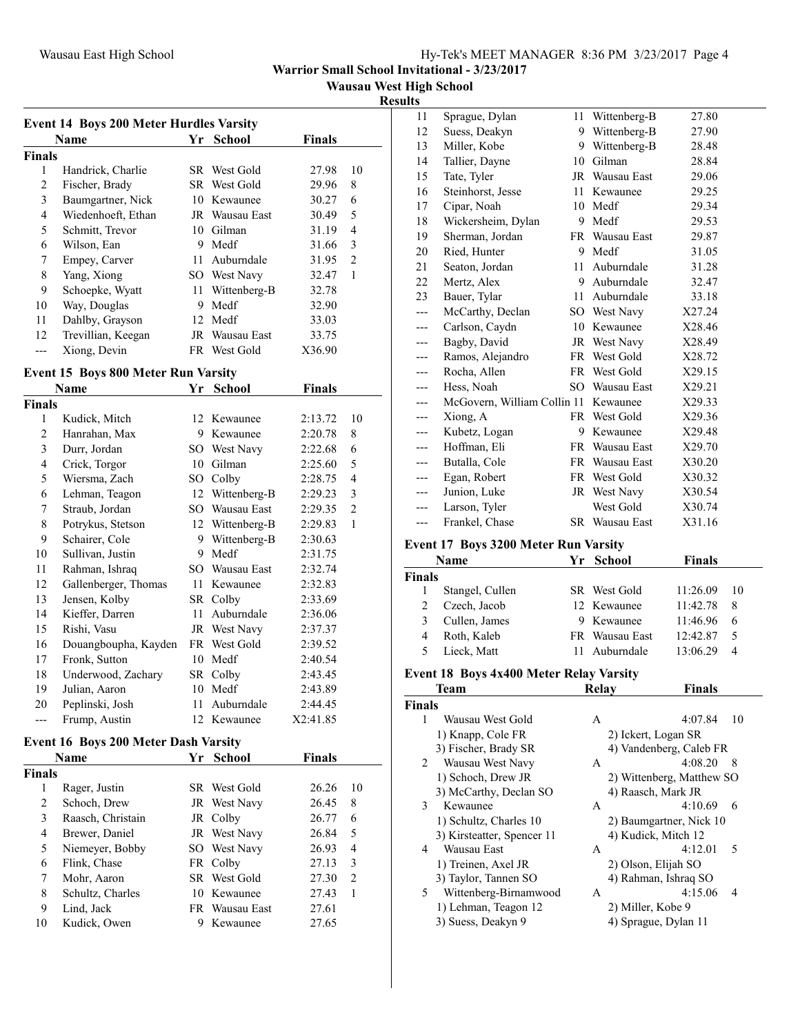Warrior Small School Invitational - 3/23/2017

Wausau West High School

Results

## Event 14 Boys 200 Meter Hurdles Varsity

| | Name | Yr | School | Finals | |
|---|---|---|---|---|---|
| **Finals** | | | | | |
| 1 | Handrick, Charlie | SR | West Gold | 27.98 | 10 |
| 2 | Fischer, Brady | SR | West Gold | 29.96 | 8 |
| 3 | Baumgartner, Nick | 10 | Kewaunee | 30.27 | 6 |
| 4 | Wiedenhoeft, Ethan | JR | Wausau East | 30.49 | 5 |
| 5 | Schmitt, Trevor | 10 | Gilman | 31.19 | 4 |
| 6 | Wilson, Ean | 9 | Medf | 31.66 | 3 |
| 7 | Empey, Carver | 11 | Auburndale | 31.95 | 2 |
| 8 | Yang, Xiong | SO | West Navy | 32.47 | 1 |
| 9 | Schoepke, Wyatt | 11 | Wittenberg-B | 32.78 | |
| 10 | Way, Douglas | 9 | Medf | 32.90 | |
| 11 | Dahlby, Grayson | 12 | Medf | 33.03 | |
| 12 | Trevillian, Keegan | JR | Wausau East | 33.75 | |
| --- | Xiong, Devin | FR | West Gold | X36.90 | |

## Event 15 Boys 800 Meter Run Varsity

| | Name | Yr | School | Finals | |
|---|---|---|---|---|---|
| **Finals** | | | | | |
| 1 | Kudick, Mitch | 12 | Kewaunee | 2:13.72 | 10 |
| 2 | Hanrahan, Max | 9 | Kewaunee | 2:20.78 | 8 |
| 3 | Durr, Jordan | SO | West Navy | 2:22.68 | 6 |
| 4 | Crick, Torgor | 10 | Gilman | 2:25.60 | 5 |
| 5 | Wiersma, Zach | SO | Colby | 2:28.75 | 4 |
| 6 | Lehman, Teagon | 12 | Wittenberg-B | 2:29.23 | 3 |
| 7 | Straub, Jordan | SO | Wausau East | 2:29.35 | 2 |
| 8 | Potrykus, Stetson | 12 | Wittenberg-B | 2:29.83 | 1 |
| 9 | Schairer, Cole | 9 | Wittenberg-B | 2:30.63 | |
| 10 | Sullivan, Justin | 9 | Medf | 2:31.75 | |
| 11 | Rahman, Ishraq | SO | Wausau East | 2:32.74 | |
| 12 | Gallenberger, Thomas | 11 | Kewaunee | 2:32.83 | |
| 13 | Jensen, Kolby | SR | Colby | 2:33.69 | |
| 14 | Kieffer, Darren | 11 | Auburndale | 2:36.06 | |
| 15 | Rishi, Vasu | JR | West Navy | 2:37.37 | |
| 16 | Douangboupha, Kayden | FR | West Gold | 2:39.52 | |
| 17 | Fronk, Sutton | 10 | Medf | 2:40.54 | |
| 18 | Underwood, Zachary | SR | Colby | 2:43.45 | |
| 19 | Julian, Aaron | 10 | Medf | 2:43.89 | |
| 20 | Peplinski, Josh | 11 | Auburndale | 2:44.45 | |
| --- | Frump, Austin | 12 | Kewaunee | X2:41.85 | |

## Event 16 Boys 200 Meter Dash Varsity

| | Name | Yr | School | Finals | |
|---|---|---|---|---|---|
| **Finals** | | | | | |
| 1 | Rager, Justin | SR | West Gold | 26.26 | 10 |
| 2 | Schoch, Drew | JR | West Navy | 26.45 | 8 |
| 3 | Raasch, Christain | JR | Colby | 26.77 | 6 |
| 4 | Brewer, Daniel | JR | West Navy | 26.84 | 5 |
| 5 | Niemeyer, Bobby | SO | West Navy | 26.93 | 4 |
| 6 | Flink, Chase | FR | Colby | 27.13 | 3 |
| 7 | Mohr, Aaron | SR | West Gold | 27.30 | 2 |
| 8 | Schultz, Charles | 10 | Kewaunee | 27.43 | 1 |
| 9 | Lind, Jack | FR | Wausau East | 27.61 | |
| 10 | Kudick, Owen | 9 | Kewaunee | 27.65 | |
| 11 | Sprague, Dylan | 11 | Wittenberg-B | 27.80 | |
| 12 | Suess, Deakyn | 9 | Wittenberg-B | 27.90 | |
| 13 | Miller, Kobe | 9 | Wittenberg-B | 28.48 | |
| 14 | Tallier, Dayne | 10 | Gilman | 28.84 | |
| 15 | Tate, Tyler | JR | Wausau East | 29.06 | |
| 16 | Steinhorst, Jesse | 11 | Kewaunee | 29.25 | |
| 17 | Cipar, Noah | 10 | Medf | 29.34 | |
| 18 | Wickersheim, Dylan | 9 | Medf | 29.53 | |
| 19 | Sherman, Jordan | FR | Wausau East | 29.87 | |
| 20 | Ried, Hunter | 9 | Medf | 31.05 | |
| 21 | Seaton, Jordan | 11 | Auburndale | 31.28 | |
| 22 | Mertz, Alex | 9 | Auburndale | 32.47 | |
| 23 | Bauer, Tylar | 11 | Auburndale | 33.18 | |
| --- | McCarthy, Declan | SO | West Navy | X27.24 | |
| --- | Carlson, Caydn | 10 | Kewaunee | X28.46 | |
| --- | Bagby, David | JR | West Navy | X28.49 | |
| --- | Ramos, Alejandro | FR | West Gold | X28.72 | |
| --- | Rocha, Allen | FR | West Gold | X29.15 | |
| --- | Hess, Noah | SO | Wausau East | X29.21 | |
| --- | McGovern, William Collin | 11 | Kewaunee | X29.33 | |
| --- | Xiong, A | FR | West Gold | X29.36 | |
| --- | Kubetz, Logan | 9 | Kewaunee | X29.48 | |
| --- | Hoffman, Eli | FR | Wausau East | X29.70 | |
| --- | Butalla, Cole | FR | Wausau East | X30.20 | |
| --- | Egan, Robert | FR | West Gold | X30.32 | |
| --- | Junion, Luke | JR | West Navy | X30.54 | |
| --- | Larson, Tyler | | West Gold | X30.74 | |
| --- | Frankel, Chase | SR | Wausau East | X31.16 | |

## Event 17 Boys 3200 Meter Run Varsity

| | Name | Yr | School | Finals | |
|---|---|---|---|---|---|
| **Finals** | | | | | |
| 1 | Stangel, Cullen | SR | West Gold | 11:26.09 | 10 |
| 2 | Czech, Jacob | 12 | Kewaunee | 11:42.78 | 8 |
| 3 | Cullen, James | 9 | Kewaunee | 11:46.96 | 6 |
| 4 | Roth, Kaleb | FR | Wausau East | 12:42.87 | 5 |
| 5 | Lieck, Matt | 11 | Auburndale | 13:06.29 | 4 |

## Event 18 Boys 4x400 Meter Relay Varsity

| | Team | Relay | Finals | |
|---|---|---|---|---|
| **Finals** | | | | |
| 1 | Wausau West Gold | A | 4:07.84 | 10 |
| | 1) Knapp, Cole FR | 2) Ickert, Logan SR | | |
| | 3) Fischer, Brady SR | 4) Vandenberg, Caleb FR | | |
| 2 | Wausau West Navy | A | 4:08.20 | 8 |
| | 1) Schoch, Drew JR | 2) Wittenberg, Matthew SO | | |
| | 3) McCarthy, Declan SO | 4) Raasch, Mark JR | | |
| 3 | Kewaunee | A | 4:10.69 | 6 |
| | 1) Schultz, Charles 10 | 2) Baumgartner, Nick 10 | | |
| | 3) Kirsteatter, Spencer 11 | 4) Kudick, Mitch 12 | | |
| 4 | Wausau East | A | 4:12.01 | 5 |
| | 1) Treinen, Axel JR | 2) Olson, Elijah SO | | |
| | 3) Taylor, Tannen SO | 4) Rahman, Ishraq SO | | |
| 5 | Wittenberg-Birnamwood | A | 4:15.06 | 4 |
| | 1) Lehman, Teagon 12 | 2) Miller, Kobe 9 | | |
| | 3) Suess, Deakyn 9 | 4) Sprague, Dylan 11 | | |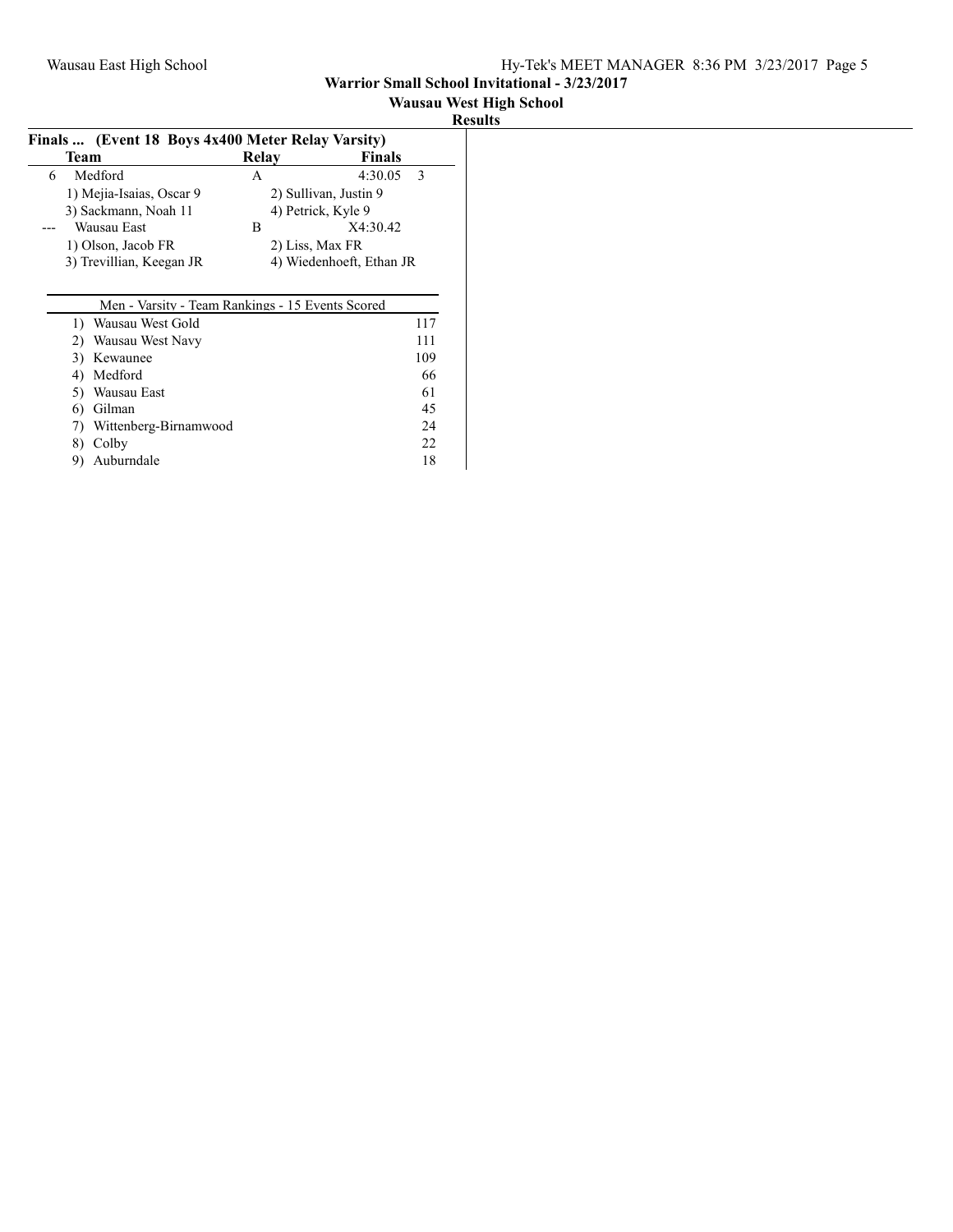**Warrior Small School Invitational - 3/23/2017**

**Wausau West High School**

**Results**

**Finals ... (Event 18 Boys 4x400 Meter Relay Varsity)**

| | Team | Relay | Finals | |
|---|---|---|---|---|
| 6 | Medford | A | 4:30.05 | 3 |
| | 1) Mejia-Isaias, Oscar 9 | 2) Sullivan, Justin 9 | | |
| | 3) Sackmann, Noah 11 | 4) Petrick, Kyle 9 | | |
| --- | Wausau East | B | X4:30.42 | |
| | 1) Olson, Jacob FR | 2) Liss, Max FR | | |
| | 3) Trevillian, Keegan JR | 4) Wiedenhoeft, Ethan JR | | |

**Men - Varsity - Team Rankings - 15 Events Scored**

| | Team | Points |
|---|---|---|
| 1) | Wausau West Gold | 117 |
| 2) | Wausau West Navy | 111 |
| 3) | Kewaunee | 109 |
| 4) | Medford | 66 |
| 5) | Wausau East | 61 |
| 6) | Gilman | 45 |
| 7) | Wittenberg-Birnamwood | 24 |
| 8) | Colby | 22 |
| 9) | Auburndale | 18 |